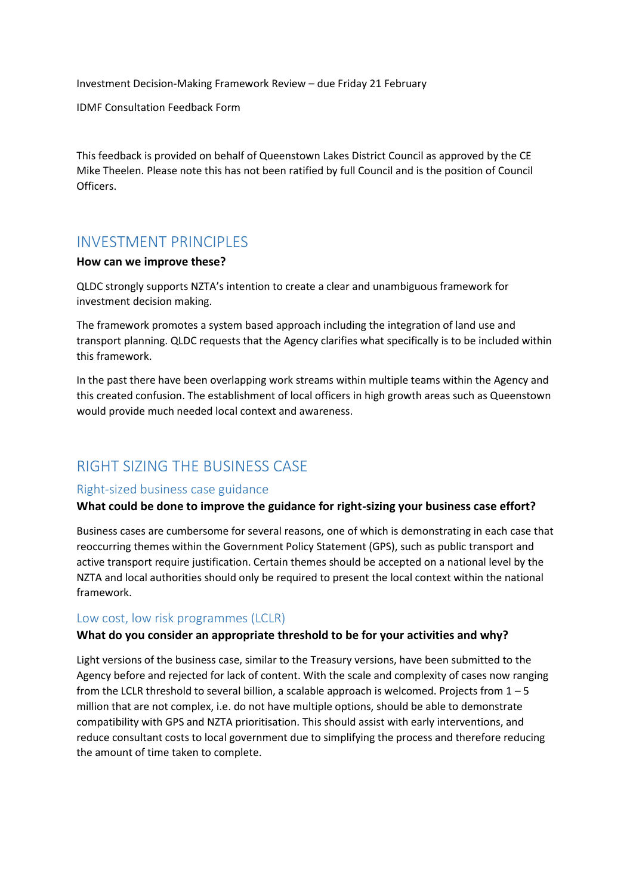Investment Decision-Making Framework Review – due Friday 21 February

IDMF Consultation Feedback Form

This feedback is provided on behalf of Queenstown Lakes District Council as approved by the CE Mike Theelen. Please note this has not been ratified by full Council and is the position of Council Officers.

# INVESTMENT PRINCIPLES

**How can we improve these?**

QLDC strongly supports NZTA's intention to create a clear and unambiguous framework for investment decision making.

The framework promotes a system based approach including the integration of land use and transport planning. QLDC requests that the Agency clarifies what specifically is to be included within this framework.

In the past there have been overlapping work streams within multiple teams within the Agency and this created confusion. The establishment of local officers in high growth areas such as Queenstown would provide much needed local context and awareness.

# RIGHT SIZING THE BUSINESS CASE

## Right-sized business case guidance

**What could be done to improve the guidance for right-sizing your business case effort?**

Business cases are cumbersome for several reasons, one of which is demonstrating in each case that reoccurring themes within the Government Policy Statement (GPS), such as public transport and active transport require justification. Certain themes should be accepted on a national level by the NZTA and local authorities should only be required to present the local context within the national framework.

## Low cost, low risk programmes (LCLR)

**What do you consider an appropriate threshold to be for your activities and why?**

Light versions of the business case, similar to the Treasury versions, have been submitted to the Agency before and rejected for lack of content. With the scale and complexity of cases now ranging from the LCLR threshold to several billion, a scalable approach is welcomed. Projects from 1 – 5 million that are not complex, i.e. do not have multiple options, should be able to demonstrate compatibility with GPS and NZTA prioritisation. This should assist with early interventions, and reduce consultant costs to local government due to simplifying the process and therefore reducing the amount of time taken to complete.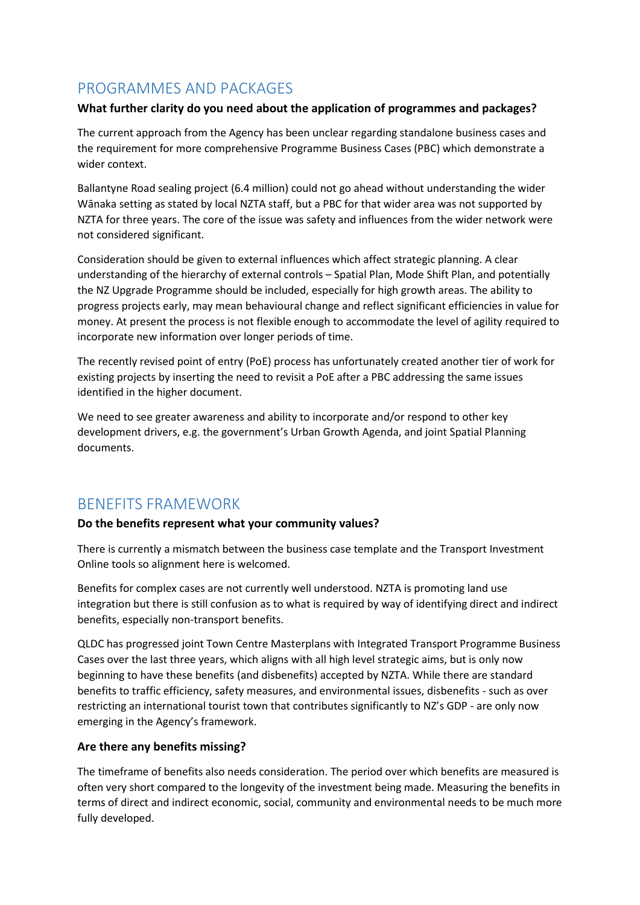## PROGRAMMES AND PACKAGES

**What further clarity do you need about the application of programmes and packages?**

The current approach from the Agency has been unclear regarding standalone business cases and the requirement for more comprehensive Programme Business Cases (PBC) which demonstrate a wider context.

Ballantyne Road sealing project (6.4 million) could not go ahead without understanding the wider Wānaka setting as stated by local NZTA staff, but a PBC for that wider area was not supported by NZTA for three years. The core of the issue was safety and influences from the wider network were not considered significant.

Consideration should be given to external influences which affect strategic planning. A clear understanding of the hierarchy of external controls – Spatial Plan, Mode Shift Plan, and potentially the NZ Upgrade Programme should be included, especially for high growth areas. The ability to progress projects early, may mean behavioural change and reflect significant efficiencies in value for money. At present the process is not flexible enough to accommodate the level of agility required to incorporate new information over longer periods of time.

The recently revised point of entry (PoE) process has unfortunately created another tier of work for existing projects by inserting the need to revisit a PoE after a PBC addressing the same issues identified in the higher document.

We need to see greater awareness and ability to incorporate and/or respond to other key development drivers, e.g. the government's Urban Growth Agenda, and joint Spatial Planning documents.

## BENEFITS FRAMEWORK

**Do the benefits represent what your community values?**

There is currently a mismatch between the business case template and the Transport Investment Online tools so alignment here is welcomed.

Benefits for complex cases are not currently well understood. NZTA is promoting land use integration but there is still confusion as to what is required by way of identifying direct and indirect benefits, especially non-transport benefits.

QLDC has progressed joint Town Centre Masterplans with Integrated Transport Programme Business Cases over the last three years, which aligns with all high level strategic aims, but is only now beginning to have these benefits (and disbenefits) accepted by NZTA. While there are standard benefits to traffic efficiency, safety measures, and environmental issues, disbenefits - such as over restricting an international tourist town that contributes significantly to NZ's GDP - are only now emerging in the Agency's framework.

### Are there any benefits missing?

The timeframe of benefits also needs consideration. The period over which benefits are measured is often very short compared to the longevity of the investment being made. Measuring the benefits in terms of direct and indirect economic, social, community and environmental needs to be much more fully developed.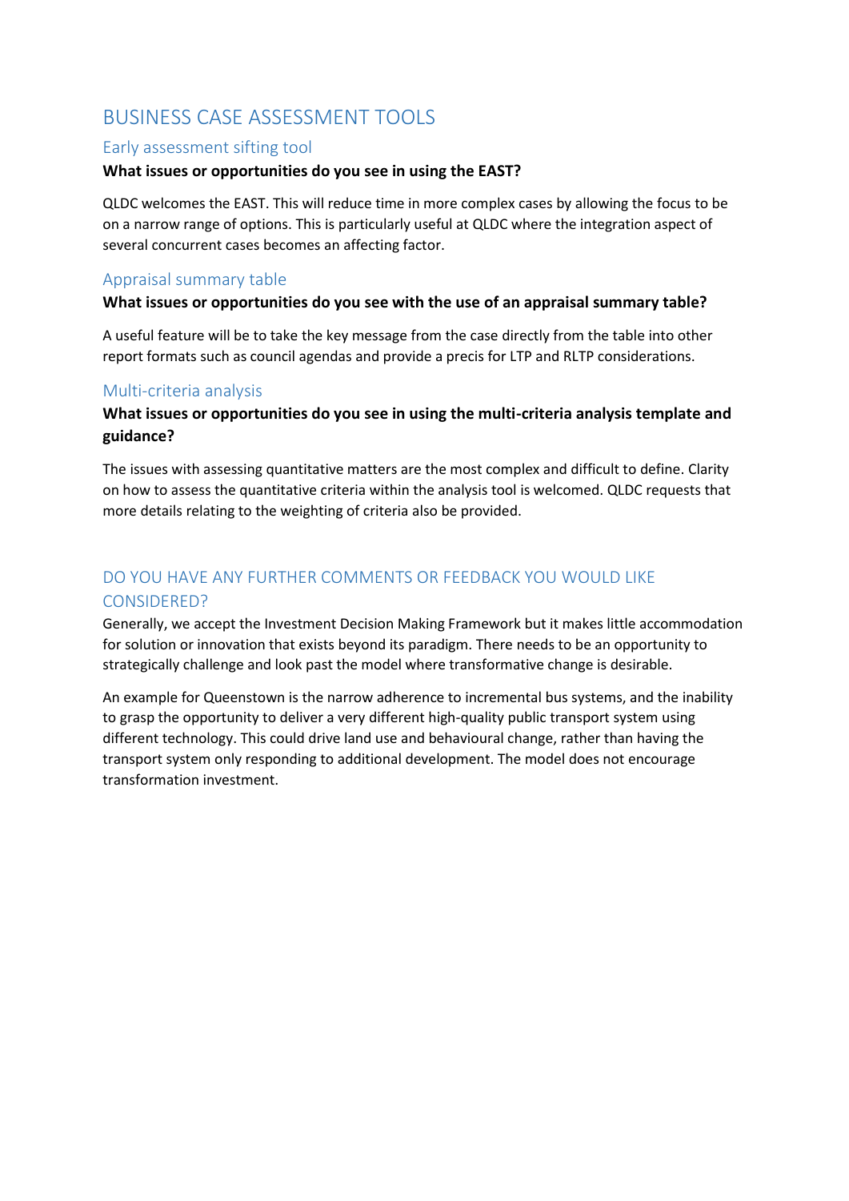# BUSINESS CASE ASSESSMENT TOOLS

## Early assessment sifting tool

**What issues or opportunities do you see in using the EAST?**

QLDC welcomes the EAST. This will reduce time in more complex cases by allowing the focus to be on a narrow range of options. This is particularly useful at QLDC where the integration aspect of several concurrent cases becomes an affecting factor.

## Appraisal summary table

**What issues or opportunities do you see with the use of an appraisal summary table?**

A useful feature will be to take the key message from the case directly from the table into other report formats such as council agendas and provide a precis for LTP and RLTP considerations.

## Multi-criteria analysis

**What issues or opportunities do you see in using the multi-criteria analysis template and guidance?**

The issues with assessing quantitative matters are the most complex and difficult to define. Clarity on how to assess the quantitative criteria within the analysis tool is welcomed. QLDC requests that more details relating to the weighting of criteria also be provided.

# DO YOU HAVE ANY FURTHER COMMENTS OR FEEDBACK YOU WOULD LIKE CONSIDERED?

Generally, we accept the Investment Decision Making Framework but it makes little accommodation for solution or innovation that exists beyond its paradigm. There needs to be an opportunity to strategically challenge and look past the model where transformative change is desirable.

An example for Queenstown is the narrow adherence to incremental bus systems, and the inability to grasp the opportunity to deliver a very different high-quality public transport system using different technology. This could drive land use and behavioural change, rather than having the transport system only responding to additional development. The model does not encourage transformation investment.